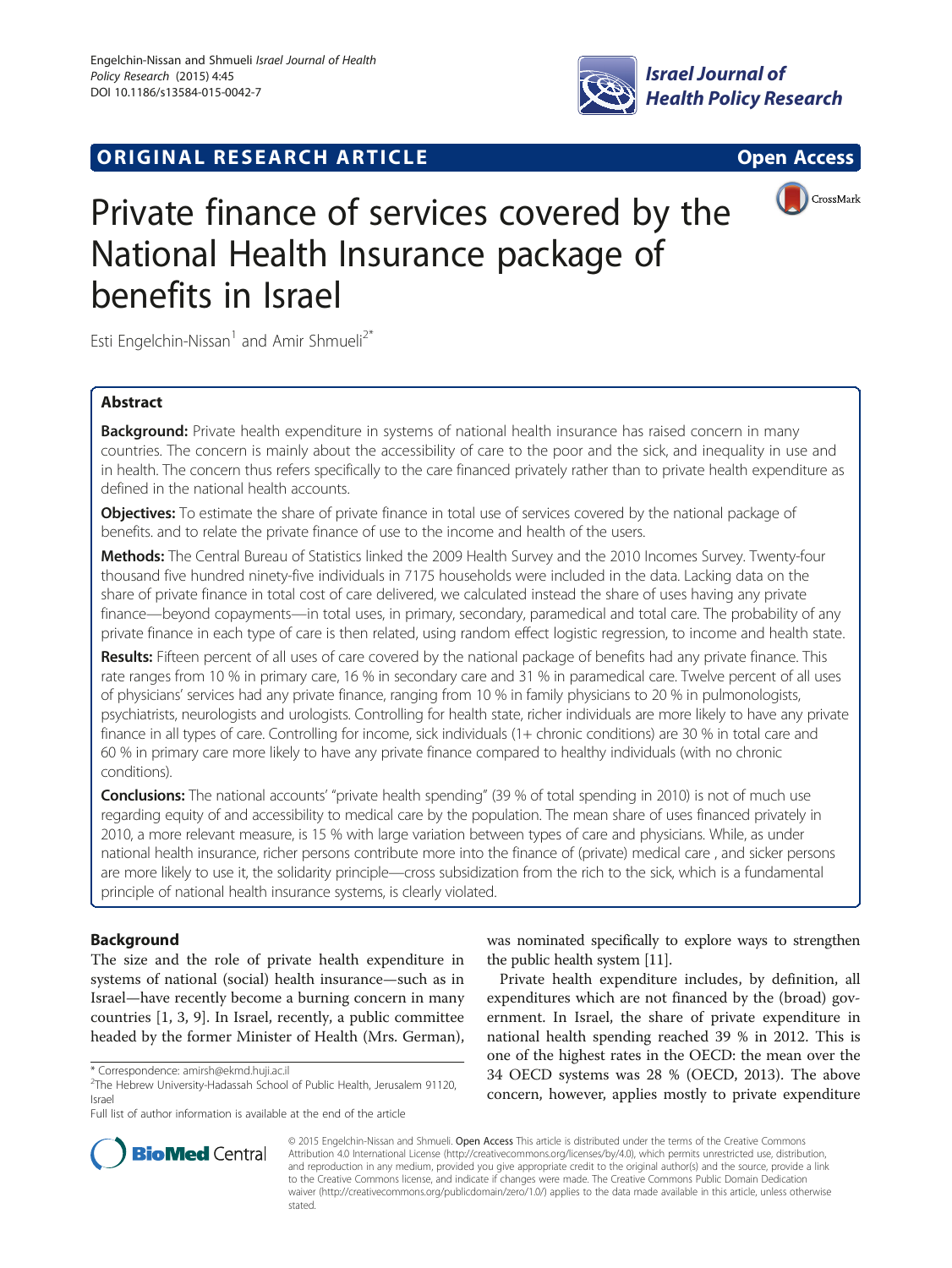# ORIGINAL RESEARCH ARTICLE

Open Access

# Private finance of services covered by the National Health Insurance package of benefits in Israel

Esti Engelchin-Nissan[1] and Amir Shmueli[2*]

## Abstract

**Background:** Private health expenditure in systems of national health insurance has raised concern in many countries. The concern is mainly about the accessibility of care to the poor and the sick, and inequality in use and in health. The concern thus refers specifically to the care financed privately rather than to private health expenditure as defined in the national health accounts.

**Objectives:** To estimate the share of private finance in total use of services covered by the national package of benefits. and to relate the private finance of use to the income and health of the users.

**Methods:** The Central Bureau of Statistics linked the 2009 Health Survey and the 2010 Incomes Survey. Twenty-four thousand five hundred ninety-five individuals in 7175 households were included in the data. Lacking data on the share of private finance in total cost of care delivered, we calculated instead the share of uses having any private finance—beyond copayments—in total uses, in primary, secondary, paramedical and total care. The probability of any private finance in each type of care is then related, using random effect logistic regression, to income and health state.

**Results:** Fifteen percent of all uses of care covered by the national package of benefits had any private finance. This rate ranges from 10 % in primary care, 16 % in secondary care and 31 % in paramedical care. Twelve percent of all uses of physicians' services had any private finance, ranging from 10 % in family physicians to 20 % in pulmonologists, psychiatrists, neurologists and urologists. Controlling for health state, richer individuals are more likely to have any private finance in all types of care. Controlling for income, sick individuals (1+ chronic conditions) are 30 % in total care and 60 % in primary care more likely to have any private finance compared to healthy individuals (with no chronic conditions).

**Conclusions:** The national accounts' "private health spending" (39 % of total spending in 2010) is not of much use regarding equity of and accessibility to medical care by the population. The mean share of uses financed privately in 2010, a more relevant measure, is 15 % with large variation between types of care and physicians. While, as under national health insurance, richer persons contribute more into the finance of (private) medical care , and sicker persons are more likely to use it, the solidarity principle—cross subsidization from the rich to the sick, which is a fundamental principle of national health insurance systems, is clearly violated.

## Background

The size and the role of private health expenditure in systems of national (social) health insurance—such as in Israel—have recently become a burning concern in many countries [1, 3, 9]. In Israel, recently, a public committee headed by the former Minister of Health (Mrs. German), was nominated specifically to explore ways to strengthen the public health system [11].

Private health expenditure includes, by definition, all expenditures which are not financed by the (broad) government. In Israel, the share of private expenditure in national health spending reached 39 % in 2012. This is one of the highest rates in the OECD: the mean over the 34 OECD systems was 28 % (OECD, 2013). The above concern, however, applies mostly to private expenditure

\* Correspondence: amirsh@ekmd.huji.ac.il
[2]The Hebrew University-Hadassah School of Public Health, Jerusalem 91120, Israel
Full list of author information is available at the end of the article

© 2015 Engelchin-Nissan and Shmueli. **Open Access** This article is distributed under the terms of the Creative Commons Attribution 4.0 International License (http://creativecommons.org/licenses/by/4.0), which permits unrestricted use, distribution, and reproduction in any medium, provided you give appropriate credit to the original author(s) and the source, provide a link to the Creative Commons license, and indicate if changes were made. The Creative Commons Public Domain Dedication waiver (http://creativecommons.org/publicdomain/zero/1.0/) applies to the data made available in this article, unless otherwise stated.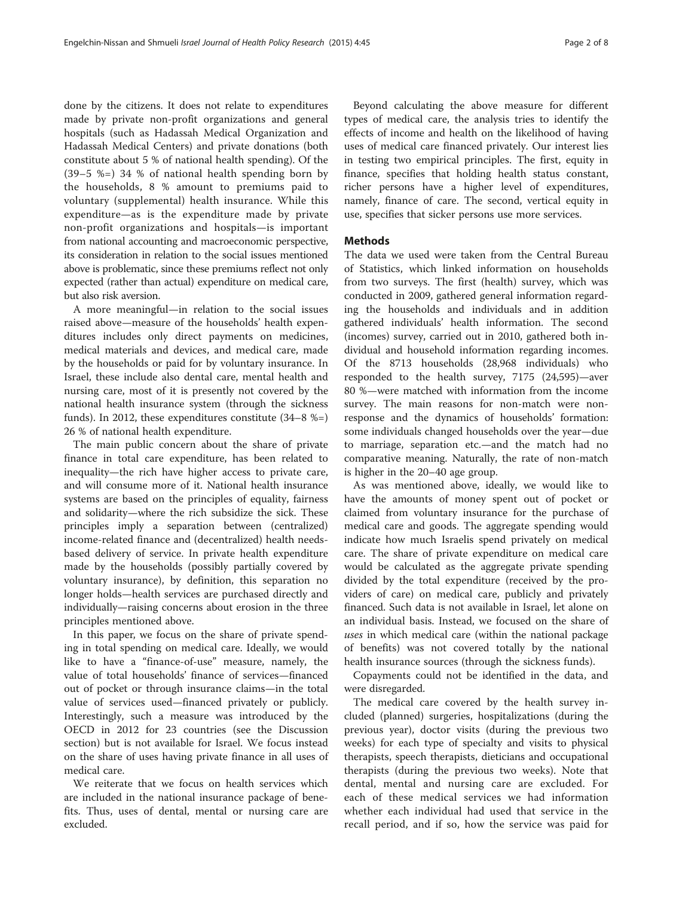done by the citizens. It does not relate to expenditures made by private non-profit organizations and general hospitals (such as Hadassah Medical Organization and Hadassah Medical Centers) and private donations (both constitute about 5 % of national health spending). Of the (39–5 %=) 34 % of national health spending born by the households, 8 % amount to premiums paid to voluntary (supplemental) health insurance. While this expenditure—as is the expenditure made by private non-profit organizations and hospitals—is important from national accounting and macroeconomic perspective, its consideration in relation to the social issues mentioned above is problematic, since these premiums reflect not only expected (rather than actual) expenditure on medical care, but also risk aversion.

A more meaningful—in relation to the social issues raised above—measure of the households' health expenditures includes only direct payments on medicines, medical materials and devices, and medical care, made by the households or paid for by voluntary insurance. In Israel, these include also dental care, mental health and nursing care, most of it is presently not covered by the national health insurance system (through the sickness funds). In 2012, these expenditures constitute (34–8 %=) 26 % of national health expenditure.

The main public concern about the share of private finance in total care expenditure, has been related to inequality—the rich have higher access to private care, and will consume more of it. National health insurance systems are based on the principles of equality, fairness and solidarity—where the rich subsidize the sick. These principles imply a separation between (centralized) income-related finance and (decentralized) health needs-based delivery of service. In private health expenditure made by the households (possibly partially covered by voluntary insurance), by definition, this separation no longer holds—health services are purchased directly and individually—raising concerns about erosion in the three principles mentioned above.

In this paper, we focus on the share of private spending in total spending on medical care. Ideally, we would like to have a "finance-of-use" measure, namely, the value of total households' finance of services—financed out of pocket or through insurance claims—in the total value of services used—financed privately or publicly. Interestingly, such a measure was introduced by the OECD in 2012 for 23 countries (see the Discussion section) but is not available for Israel. We focus instead on the share of uses having private finance in all uses of medical care.

We reiterate that we focus on health services which are included in the national insurance package of benefits. Thus, uses of dental, mental or nursing care are excluded.

Beyond calculating the above measure for different types of medical care, the analysis tries to identify the effects of income and health on the likelihood of having uses of medical care financed privately. Our interest lies in testing two empirical principles. The first, equity in finance, specifies that holding health status constant, richer persons have a higher level of expenditures, namely, finance of care. The second, vertical equity in use, specifies that sicker persons use more services.

## Methods

The data we used were taken from the Central Bureau of Statistics, which linked information on households from two surveys. The first (health) survey, which was conducted in 2009, gathered general information regarding the households and individuals and in addition gathered individuals' health information. The second (incomes) survey, carried out in 2010, gathered both individual and household information regarding incomes. Of the 8713 households (28,968 individuals) who responded to the health survey, 7175 (24,595)—aver 80 %—were matched with information from the income survey. The main reasons for non-match were non-response and the dynamics of households' formation: some individuals changed households over the year—due to marriage, separation etc.—and the match had no comparative meaning. Naturally, the rate of non-match is higher in the 20–40 age group.

As was mentioned above, ideally, we would like to have the amounts of money spent out of pocket or claimed from voluntary insurance for the purchase of medical care and goods. The aggregate spending would indicate how much Israelis spend privately on medical care. The share of private expenditure on medical care would be calculated as the aggregate private spending divided by the total expenditure (received by the providers of care) on medical care, publicly and privately financed. Such data is not available in Israel, let alone on an individual basis. Instead, we focused on the share of *uses* in which medical care (within the national package of benefits) was not covered totally by the national health insurance sources (through the sickness funds).

Copayments could not be identified in the data, and were disregarded.

The medical care covered by the health survey included (planned) surgeries, hospitalizations (during the previous year), doctor visits (during the previous two weeks) for each type of specialty and visits to physical therapists, speech therapists, dieticians and occupational therapists (during the previous two weeks). Note that dental, mental and nursing care are excluded. For each of these medical services we had information whether each individual had used that service in the recall period, and if so, how the service was paid for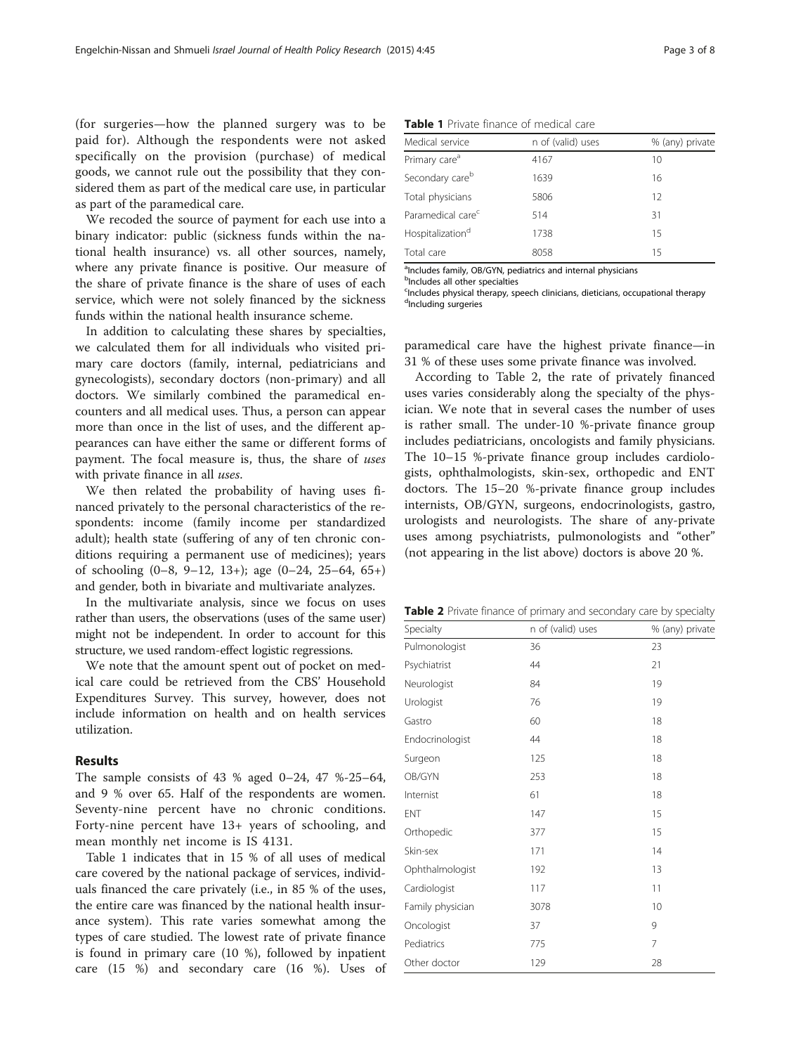(for surgeries—how the planned surgery was to be paid for). Although the respondents were not asked specifically on the provision (purchase) of medical goods, we cannot rule out the possibility that they considered them as part of the medical care use, in particular as part of the paramedical care.

We recoded the source of payment for each use into a binary indicator: public (sickness funds within the national health insurance) vs. all other sources, namely, where any private finance is positive. Our measure of the share of private finance is the share of uses of each service, which were not solely financed by the sickness funds within the national health insurance scheme.

In addition to calculating these shares by specialties, we calculated them for all individuals who visited primary care doctors (family, internal, pediatricians and gynecologists), secondary doctors (non-primary) and all doctors. We similarly combined the paramedical encounters and all medical uses. Thus, a person can appear more than once in the list of uses, and the different appearances can have either the same or different forms of payment. The focal measure is, thus, the share of *uses* with private finance in all *uses*.

We then related the probability of having uses financed privately to the personal characteristics of the respondents: income (family income per standardized adult); health state (suffering of any of ten chronic conditions requiring a permanent use of medicines); years of schooling (0–8, 9–12, 13+); age (0–24, 25–64, 65+) and gender, both in bivariate and multivariate analyzes.

In the multivariate analysis, since we focus on uses rather than users, the observations (uses of the same user) might not be independent. In order to account for this structure, we used random-effect logistic regressions.

We note that the amount spent out of pocket on medical care could be retrieved from the CBS' Household Expenditures Survey. This survey, however, does not include information on health and on health services utilization.

## Results

The sample consists of 43 % aged 0–24, 47 %-25–64, and 9 % over 65. Half of the respondents are women. Seventy-nine percent have no chronic conditions. Forty-nine percent have 13+ years of schooling, and mean monthly net income is IS 4131.

Table 1 indicates that in 15 % of all uses of medical care covered by the national package of services, individuals financed the care privately (i.e., in 85 % of the uses, the entire care was financed by the national health insurance system). This rate varies somewhat among the types of care studied. The lowest rate of private finance is found in primary care (10 %), followed by inpatient care (15 %) and secondary care (16 %). Uses of paramedical care have the highest private finance—in 31 % of these uses some private finance was involved.

According to Table 2, the rate of privately financed uses varies considerably along the specialty of the physician. We note that in several cases the number of uses is rather small. The under-10 %-private finance group includes pediatricians, oncologists and family physicians. The 10–15 %-private finance group includes cardiologists, ophthalmologists, skin-sex, orthopedic and ENT doctors. The 15–20 %-private finance group includes internists, OB/GYN, surgeons, endocrinologists, gastro, urologists and neurologists. The share of any-private uses among psychiatrists, pulmonologists and "other" (not appearing in the list above) doctors is above 20 %.

**Table 1** Private finance of medical care

| Medical service | n of (valid) uses | % (any) private |
|---|---|---|
| Primary care[a] | 4167 | 10 |
| Secondary care[b] | 1639 | 16 |
| Total physicians | 5806 | 12 |
| Paramedical care[c] | 514 | 31 |
| Hospitalization[d] | 1738 | 15 |
| Total care | 8058 | 15 |

[a]Includes family, OB/GYN, pediatrics and internal physicians
[b]Includes all other specialties
[c]Includes physical therapy, speech clinicians, dieticians, occupational therapy
[d]Including surgeries

**Table 2** Private finance of primary and secondary care by specialty

| Specialty | n of (valid) uses | % (any) private |
|---|---|---|
| Pulmonologist | 36 | 23 |
| Psychiatrist | 44 | 21 |
| Neurologist | 84 | 19 |
| Urologist | 76 | 19 |
| Gastro | 60 | 18 |
| Endocrinologist | 44 | 18 |
| Surgeon | 125 | 18 |
| OB/GYN | 253 | 18 |
| Internist | 61 | 18 |
| ENT | 147 | 15 |
| Orthopedic | 377 | 15 |
| Skin-sex | 171 | 14 |
| Ophthalmologist | 192 | 13 |
| Cardiologist | 117 | 11 |
| Family physician | 3078 | 10 |
| Oncologist | 37 | 9 |
| Pediatrics | 775 | 7 |
| Other doctor | 129 | 28 |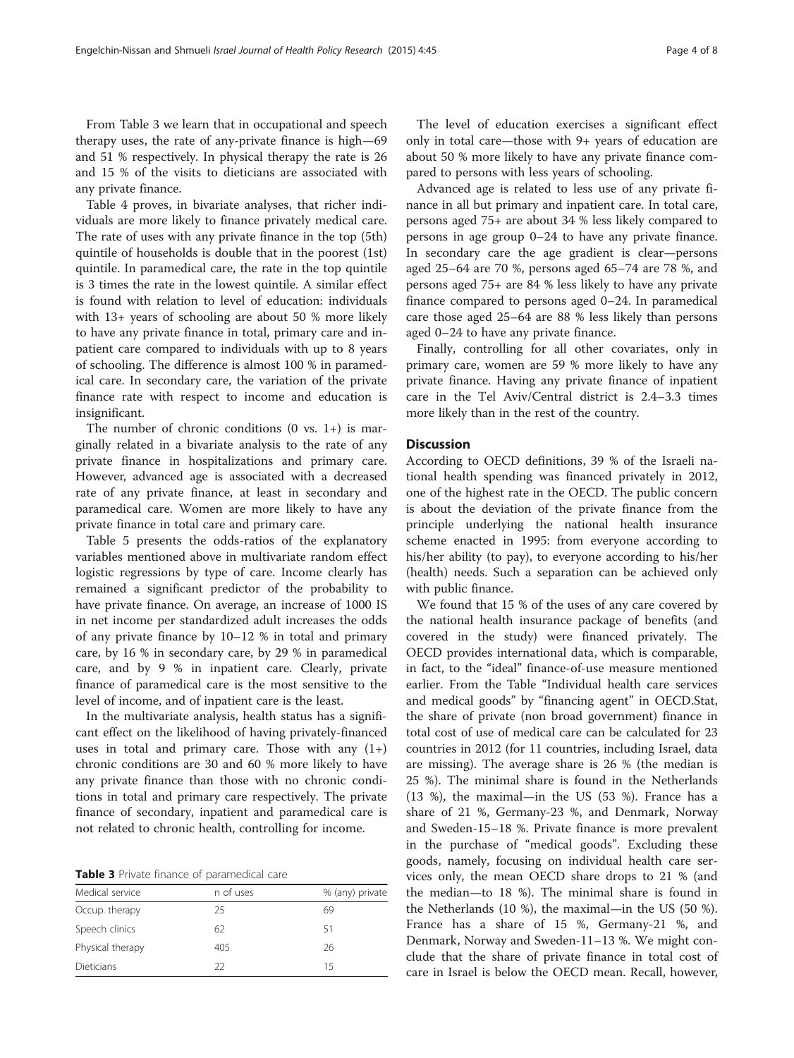From Table 3 we learn that in occupational and speech therapy uses, the rate of any-private finance is high—69 and 51 % respectively. In physical therapy the rate is 26 and 15 % of the visits to dieticians are associated with any private finance.

Table 4 proves, in bivariate analyses, that richer individuals are more likely to finance privately medical care. The rate of uses with any private finance in the top (5th) quintile of households is double that in the poorest (1st) quintile. In paramedical care, the rate in the top quintile is 3 times the rate in the lowest quintile. A similar effect is found with relation to level of education: individuals with 13+ years of schooling are about 50 % more likely to have any private finance in total, primary care and inpatient care compared to individuals with up to 8 years of schooling. The difference is almost 100 % in paramedical care. In secondary care, the variation of the private finance rate with respect to income and education is insignificant.

The number of chronic conditions (0 vs. 1+) is marginally related in a bivariate analysis to the rate of any private finance in hospitalizations and primary care. However, advanced age is associated with a decreased rate of any private finance, at least in secondary and paramedical care. Women are more likely to have any private finance in total care and primary care.

Table 5 presents the odds-ratios of the explanatory variables mentioned above in multivariate random effect logistic regressions by type of care. Income clearly has remained a significant predictor of the probability to have private finance. On average, an increase of 1000 IS in net income per standardized adult increases the odds of any private finance by 10–12 % in total and primary care, by 16 % in secondary care, by 29 % in paramedical care, and by 9 % in inpatient care. Clearly, private finance of paramedical care is the most sensitive to the level of income, and of inpatient care is the least.

In the multivariate analysis, health status has a significant effect on the likelihood of having privately-financed uses in total and primary care. Those with any (1+) chronic conditions are 30 and 60 % more likely to have any private finance than those with no chronic conditions in total and primary care respectively. The private finance of secondary, inpatient and paramedical care is not related to chronic health, controlling for income.

**Table 3** Private finance of paramedical care

| Medical service | n of uses | % (any) private |
|---|---|---|
| Occup. therapy | 25 | 69 |
| Speech clinics | 62 | 51 |
| Physical therapy | 405 | 26 |
| Dieticians | 22 | 15 |

The level of education exercises a significant effect only in total care—those with 9+ years of education are about 50 % more likely to have any private finance compared to persons with less years of schooling.

Advanced age is related to less use of any private finance in all but primary and inpatient care. In total care, persons aged 75+ are about 34 % less likely compared to persons in age group 0–24 to have any private finance. In secondary care the age gradient is clear—persons aged 25–64 are 70 %, persons aged 65–74 are 78 %, and persons aged 75+ are 84 % less likely to have any private finance compared to persons aged 0–24. In paramedical care those aged 25–64 are 88 % less likely than persons aged 0–24 to have any private finance.

Finally, controlling for all other covariates, only in primary care, women are 59 % more likely to have any private finance. Having any private finance of inpatient care in the Tel Aviv/Central district is 2.4–3.3 times more likely than in the rest of the country.

## Discussion

According to OECD definitions, 39 % of the Israeli national health spending was financed privately in 2012, one of the highest rate in the OECD. The public concern is about the deviation of the private finance from the principle underlying the national health insurance scheme enacted in 1995: from everyone according to his/her ability (to pay), to everyone according to his/her (health) needs. Such a separation can be achieved only with public finance.

We found that 15 % of the uses of any care covered by the national health insurance package of benefits (and covered in the study) were financed privately. The OECD provides international data, which is comparable, in fact, to the "ideal" finance-of-use measure mentioned earlier. From the Table "Individual health care services and medical goods" by "financing agent" in OECD.Stat, the share of private (non broad government) finance in total cost of use of medical care can be calculated for 23 countries in 2012 (for 11 countries, including Israel, data are missing). The average share is 26 % (the median is 25 %). The minimal share is found in the Netherlands (13 %), the maximal—in the US (53 %). France has a share of 21 %, Germany-23 %, and Denmark, Norway and Sweden-15–18 %. Private finance is more prevalent in the purchase of "medical goods". Excluding these goods, namely, focusing on individual health care services only, the mean OECD share drops to 21 % (and the median—to 18 %). The minimal share is found in the Netherlands (10 %), the maximal—in the US (50 %). France has a share of 15 %, Germany-21 %, and Denmark, Norway and Sweden-11–13 %. We might conclude that the share of private finance in total cost of care in Israel is below the OECD mean. Recall, however,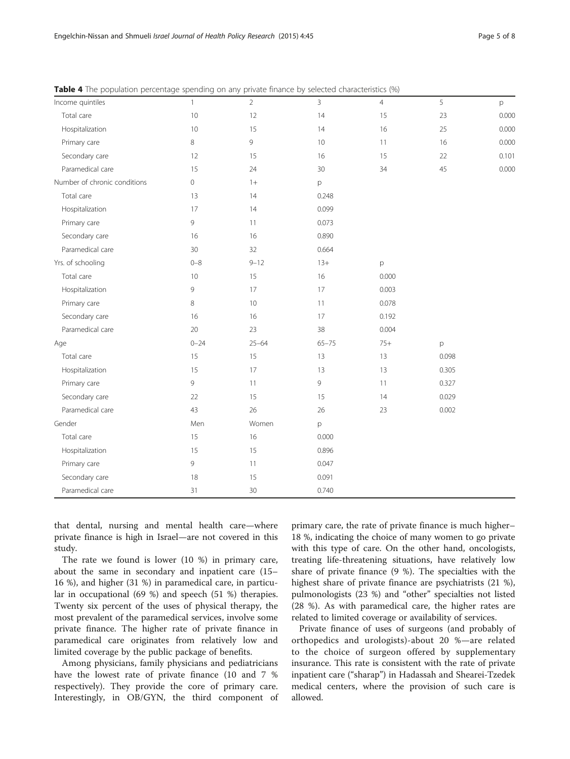**Table 4** The population percentage spending on any private finance by selected characteristics (%)

| Income quintiles | 1 | 2 | 3 | 4 | 5 | p |
|---|---|---|---|---|---|---|
| Total care | 10 | 12 | 14 | 15 | 23 | 0.000 |
| Hospitalization | 10 | 15 | 14 | 16 | 25 | 0.000 |
| Primary care | 8 | 9 | 10 | 11 | 16 | 0.000 |
| Secondary care | 12 | 15 | 16 | 15 | 22 | 0.101 |
| Paramedical care | 15 | 24 | 30 | 34 | 45 | 0.000 |
| Number of chronic conditions | 0 | 1+ | p | | | |
| Total care | 13 | 14 | 0.248 | | | |
| Hospitalization | 17 | 14 | 0.099 | | | |
| Primary care | 9 | 11 | 0.073 | | | |
| Secondary care | 16 | 16 | 0.890 | | | |
| Paramedical care | 30 | 32 | 0.664 | | | |
| Yrs. of schooling | 0–8 | 9–12 | 13+ | p | | |
| Total care | 10 | 15 | 16 | 0.000 | | |
| Hospitalization | 9 | 17 | 17 | 0.003 | | |
| Primary care | 8 | 10 | 11 | 0.078 | | |
| Secondary care | 16 | 16 | 17 | 0.192 | | |
| Paramedical care | 20 | 23 | 38 | 0.004 | | |
| Age | 0–24 | 25–64 | 65–75 | 75+ | p | |
| Total care | 15 | 15 | 13 | 13 | 0.098 | |
| Hospitalization | 15 | 17 | 13 | 13 | 0.305 | |
| Primary care | 9 | 11 | 9 | 11 | 0.327 | |
| Secondary care | 22 | 15 | 15 | 14 | 0.029 | |
| Paramedical care | 43 | 26 | 26 | 23 | 0.002 | |
| Gender | Men | Women | p | | | |
| Total care | 15 | 16 | 0.000 | | | |
| Hospitalization | 15 | 15 | 0.896 | | | |
| Primary care | 9 | 11 | 0.047 | | | |
| Secondary care | 18 | 15 | 0.091 | | | |
| Paramedical care | 31 | 30 | 0.740 | | | |

that dental, nursing and mental health care—where private finance is high in Israel—are not covered in this study.

The rate we found is lower (10 %) in primary care, about the same in secondary and inpatient care (15–16 %), and higher (31 %) in paramedical care, in particular in occupational (69 %) and speech (51 %) therapies. Twenty six percent of the uses of physical therapy, the most prevalent of the paramedical services, involve some private finance. The higher rate of private finance in paramedical care originates from relatively low and limited coverage by the public package of benefits.

Among physicians, family physicians and pediatricians have the lowest rate of private finance (10 and 7 % respectively). They provide the core of primary care. Interestingly, in OB/GYN, the third component of primary care, the rate of private finance is much higher–18 %, indicating the choice of many women to go private with this type of care. On the other hand, oncologists, treating life-threatening situations, have relatively low share of private finance (9 %). The specialties with the highest share of private finance are psychiatrists (21 %), pulmonologists (23 %) and "other" specialties not listed (28 %). As with paramedical care, the higher rates are related to limited coverage or availability of services.

Private finance of uses of surgeons (and probably of orthopedics and urologists)-about 20 %—are related to the choice of surgeon offered by supplementary insurance. This rate is consistent with the rate of private inpatient care ("sharap") in Hadassah and Shearei-Tzedek medical centers, where the provision of such care is allowed.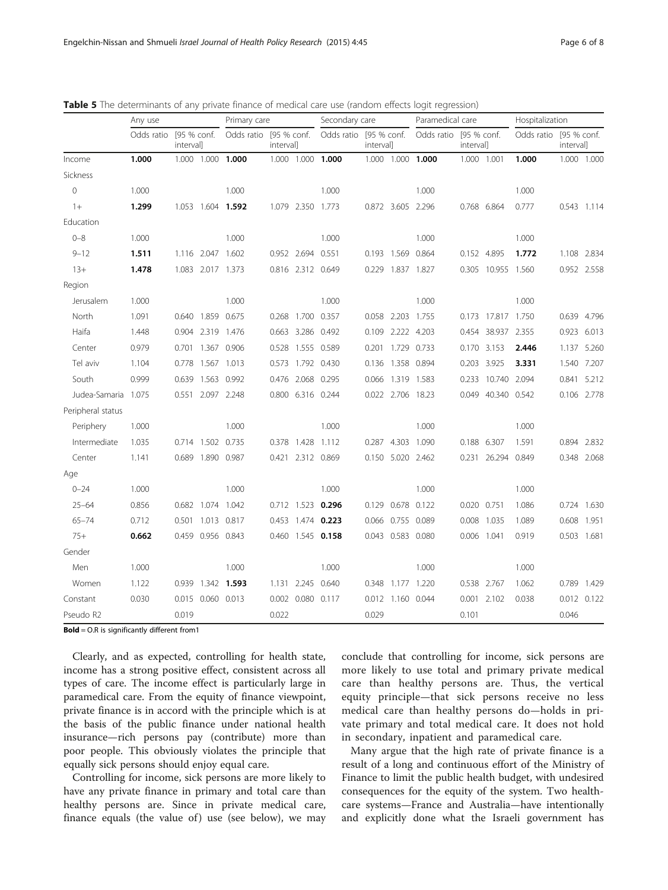**Table 5** The determinants of any private finance of medical care use (random effects logit regression)

| | Any use | | | Primary care | | | Secondary care | | | Paramedical care | | | Hospitalization | | |
|---|---|---|---|---|---|---|---|---|---|---|---|---|---|---|---|
| | Odds ratio | [95 % conf. interval] | | Odds ratio | [95 % conf. interval] | | Odds ratio | [95 % conf. interval] | | Odds ratio | [95 % conf. interval] | | Odds ratio | [95 % conf. interval] | |
| Income | **1.000** | 1.000 | 1.000 | **1.000** | 1.000 | 1.000 | **1.000** | 1.000 | 1.000 | **1.000** | 1.000 | 1.001 | **1.000** | 1.000 | 1.000 |
| Sickness | | | | | | | | | | | | | | | |
| 0 | 1.000 | | | 1.000 | | | 1.000 | | | 1.000 | | | 1.000 | | |
| 1+ | **1.299** | 1.053 | 1.604 | **1.592** | 1.079 | 2.350 | 1.773 | 0.872 | 3.605 | 2.296 | 0.768 | 6.864 | 0.777 | 0.543 | 1.114 |
| Education | | | | | | | | | | | | | | | |
| 0–8 | 1.000 | | | 1.000 | | | 1.000 | | | 1.000 | | | 1.000 | | |
| 9–12 | **1.511** | 1.116 | 2.047 | 1.602 | 0.952 | 2.694 | 0.551 | 0.193 | 1.569 | 0.864 | 0.152 | 4.895 | **1.772** | 1.108 | 2.834 |
| 13+ | **1.478** | 1.083 | 2.017 | 1.373 | 0.816 | 2.312 | 0.649 | 0.229 | 1.837 | 1.827 | 0.305 | 10.955 | 1.560 | 0.952 | 2.558 |
| Region | | | | | | | | | | | | | | | |
| Jerusalem | 1.000 | | | 1.000 | | | 1.000 | | | 1.000 | | | 1.000 | | |
| North | 1.091 | 0.640 | 1.859 | 0.675 | 0.268 | 1.700 | 0.357 | 0.058 | 2.203 | 1.755 | 0.173 | 17.817 | 1.750 | 0.639 | 4.796 |
| Haifa | 1.448 | 0.904 | 2.319 | 1.476 | 0.663 | 3.286 | 0.492 | 0.109 | 2.222 | 4.203 | 0.454 | 38.937 | 2.355 | 0.923 | 6.013 |
| Center | 0.979 | 0.701 | 1.367 | 0.906 | 0.528 | 1.555 | 0.589 | 0.201 | 1.729 | 0.733 | 0.170 | 3.153 | **2.446** | 1.137 | 5.260 |
| Tel aviv | 1.104 | 0.778 | 1.567 | 1.013 | 0.573 | 1.792 | 0.430 | 0.136 | 1.358 | 0.894 | 0.203 | 3.925 | **3.331** | 1.540 | 7.207 |
| South | 0.999 | 0.639 | 1.563 | 0.992 | 0.476 | 2.068 | 0.295 | 0.066 | 1.319 | 1.583 | 0.233 | 10.740 | 2.094 | 0.841 | 5.212 |
| Judea-Samaria | 1.075 | 0.551 | 2.097 | 2.248 | 0.800 | 6.316 | 0.244 | 0.022 | 2.706 | 18.23 | 0.049 | 40.340 | 0.542 | 0.106 | 2.778 |
| Peripheral status | | | | | | | | | | | | | | | |
| Periphery | 1.000 | | | 1.000 | | | 1.000 | | | 1.000 | | | 1.000 | | |
| Intermediate | 1.035 | 0.714 | 1.502 | 0.735 | 0.378 | 1.428 | 1.112 | 0.287 | 4.303 | 1.090 | 0.188 | 6.307 | 1.591 | 0.894 | 2.832 |
| Center | 1.141 | 0.689 | 1.890 | 0.987 | 0.421 | 2.312 | 0.869 | 0.150 | 5.020 | 2.462 | 0.231 | 26.294 | 0.849 | 0.348 | 2.068 |
| Age | | | | | | | | | | | | | | | |
| 0–24 | 1.000 | | | 1.000 | | | 1.000 | | | 1.000 | | | 1.000 | | |
| 25–64 | 0.856 | 0.682 | 1.074 | 1.042 | 0.712 | 1.523 | **0.296** | 0.129 | 0.678 | 0.122 | 0.020 | 0.751 | 1.086 | 0.724 | 1.630 |
| 65–74 | 0.712 | 0.501 | 1.013 | 0.817 | 0.453 | 1.474 | **0.223** | 0.066 | 0.755 | 0.089 | 0.008 | 1.035 | 1.089 | 0.608 | 1.951 |
| 75+ | **0.662** | 0.459 | 0.956 | 0.843 | 0.460 | 1.545 | **0.158** | 0.043 | 0.583 | 0.080 | 0.006 | 1.041 | 0.919 | 0.503 | 1.681 |
| Gender | | | | | | | | | | | | | | | |
| Men | 1.000 | | | 1.000 | | | 1.000 | | | 1.000 | | | 1.000 | | |
| Women | 1.122 | 0.939 | 1.342 | **1.593** | 1.131 | 2.245 | 0.640 | 0.348 | 1.177 | 1.220 | 0.538 | 2.767 | 1.062 | 0.789 | 1.429 |
| Constant | 0.030 | 0.015 | 0.060 | 0.013 | 0.002 | 0.080 | 0.117 | 0.012 | 1.160 | 0.044 | 0.001 | 2.102 | 0.038 | 0.012 | 0.122 |
| Pseudo R2 | | 0.019 | | | 0.022 | | | 0.029 | | | 0.101 | | | 0.046 | |

**Bold** = O.R is significantly different from1

Clearly, and as expected, controlling for health state, income has a strong positive effect, consistent across all types of care. The income effect is particularly large in paramedical care. From the equity of finance viewpoint, private finance is in accord with the principle which is at the basis of the public finance under national health insurance—rich persons pay (contribute) more than poor people. This obviously violates the principle that equally sick persons should enjoy equal care.

Controlling for income, sick persons are more likely to have any private finance in primary and total care than healthy persons are. Since in private medical care, finance equals (the value of) use (see below), we may conclude that controlling for income, sick persons are more likely to use total and primary private medical care than healthy persons are. Thus, the vertical equity principle—that sick persons receive no less medical care than healthy persons do—holds in private primary and total medical care. It does not hold in secondary, inpatient and paramedical care.

Many argue that the high rate of private finance is a result of a long and continuous effort of the Ministry of Finance to limit the public health budget, with undesired consequences for the equity of the system. Two healthcare systems—France and Australia—have intentionally and explicitly done what the Israeli government has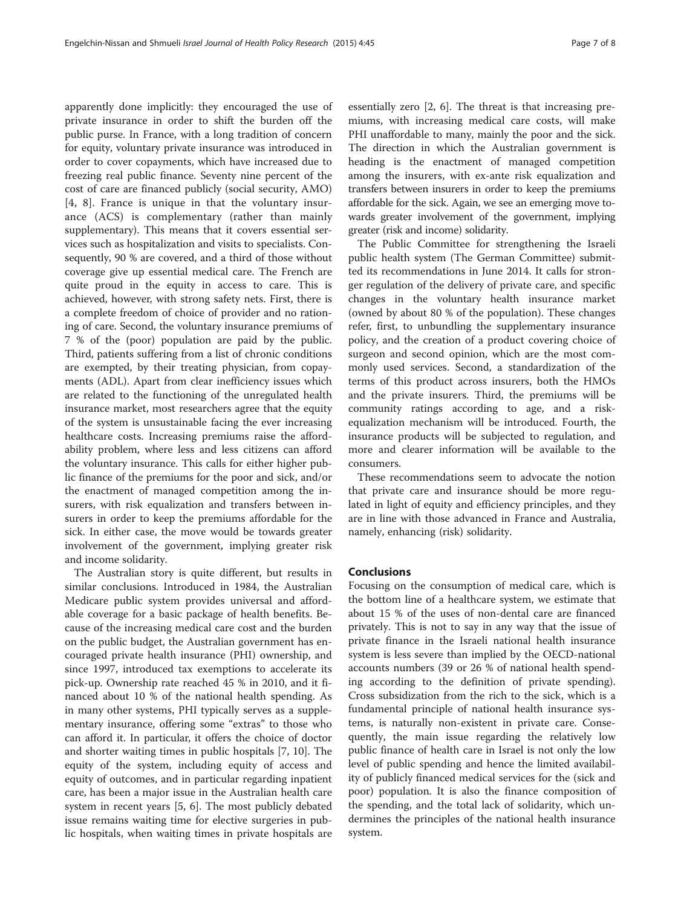apparently done implicitly: they encouraged the use of private insurance in order to shift the burden off the public purse. In France, with a long tradition of concern for equity, voluntary private insurance was introduced in order to cover copayments, which have increased due to freezing real public finance. Seventy nine percent of the cost of care are financed publicly (social security, AMO) [4, 8]. France is unique in that the voluntary insurance (ACS) is complementary (rather than mainly supplementary). This means that it covers essential services such as hospitalization and visits to specialists. Consequently, 90 % are covered, and a third of those without coverage give up essential medical care. The French are quite proud in the equity in access to care. This is achieved, however, with strong safety nets. First, there is a complete freedom of choice of provider and no rationing of care. Second, the voluntary insurance premiums of 7 % of the (poor) population are paid by the public. Third, patients suffering from a list of chronic conditions are exempted, by their treating physician, from copayments (ADL). Apart from clear inefficiency issues which are related to the functioning of the unregulated health insurance market, most researchers agree that the equity of the system is unsustainable facing the ever increasing healthcare costs. Increasing premiums raise the affordability problem, where less and less citizens can afford the voluntary insurance. This calls for either higher public finance of the premiums for the poor and sick, and/or the enactment of managed competition among the insurers, with risk equalization and transfers between insurers in order to keep the premiums affordable for the sick. In either case, the move would be towards greater involvement of the government, implying greater risk and income solidarity.

The Australian story is quite different, but results in similar conclusions. Introduced in 1984, the Australian Medicare public system provides universal and affordable coverage for a basic package of health benefits. Because of the increasing medical care cost and the burden on the public budget, the Australian government has encouraged private health insurance (PHI) ownership, and since 1997, introduced tax exemptions to accelerate its pick-up. Ownership rate reached 45 % in 2010, and it financed about 10 % of the national health spending. As in many other systems, PHI typically serves as a supplementary insurance, offering some "extras" to those who can afford it. In particular, it offers the choice of doctor and shorter waiting times in public hospitals [7, 10]. The equity of the system, including equity of access and equity of outcomes, and in particular regarding inpatient care, has been a major issue in the Australian health care system in recent years [5, 6]. The most publicly debated issue remains waiting time for elective surgeries in public hospitals, when waiting times in private hospitals are essentially zero [2, 6]. The threat is that increasing premiums, with increasing medical care costs, will make PHI unaffordable to many, mainly the poor and the sick. The direction in which the Australian government is heading is the enactment of managed competition among the insurers, with ex-ante risk equalization and transfers between insurers in order to keep the premiums affordable for the sick. Again, we see an emerging move towards greater involvement of the government, implying greater (risk and income) solidarity.

The Public Committee for strengthening the Israeli public health system (The German Committee) submitted its recommendations in June 2014. It calls for stronger regulation of the delivery of private care, and specific changes in the voluntary health insurance market (owned by about 80 % of the population). These changes refer, first, to unbundling the supplementary insurance policy, and the creation of a product covering choice of surgeon and second opinion, which are the most commonly used services. Second, a standardization of the terms of this product across insurers, both the HMOs and the private insurers. Third, the premiums will be community ratings according to age, and a risk-equalization mechanism will be introduced. Fourth, the insurance products will be subjected to regulation, and more and clearer information will be available to the consumers.

These recommendations seem to advocate the notion that private care and insurance should be more regulated in light of equity and efficiency principles, and they are in line with those advanced in France and Australia, namely, enhancing (risk) solidarity.

## Conclusions

Focusing on the consumption of medical care, which is the bottom line of a healthcare system, we estimate that about 15 % of the uses of non-dental care are financed privately. This is not to say in any way that the issue of private finance in the Israeli national health insurance system is less severe than implied by the OECD-national accounts numbers (39 or 26 % of national health spending according to the definition of private spending). Cross subsidization from the rich to the sick, which is a fundamental principle of national health insurance systems, is naturally non-existent in private care. Consequently, the main issue regarding the relatively low public finance of health care in Israel is not only the low level of public spending and hence the limited availability of publicly financed medical services for the (sick and poor) population. It is also the finance composition of the spending, and the total lack of solidarity, which undermines the principles of the national health insurance system.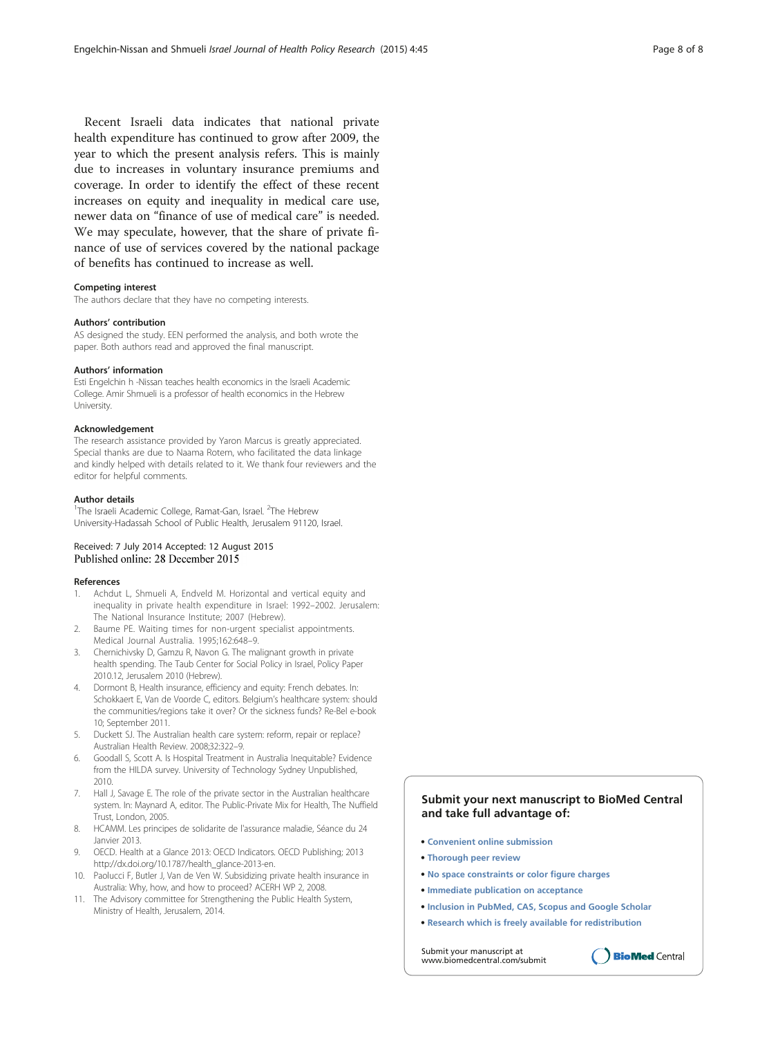Recent Israeli data indicates that national private health expenditure has continued to grow after 2009, the year to which the present analysis refers. This is mainly due to increases in voluntary insurance premiums and coverage. In order to identify the effect of these recent increases on equity and inequality in medical care use, newer data on "finance of use of medical care" is needed. We may speculate, however, that the share of private finance of use of services covered by the national package of benefits has continued to increase as well.

### Competing interest

The authors declare that they have no competing interests.

### Authors' contribution

AS designed the study. EEN performed the analysis, and both wrote the paper. Both authors read and approved the final manuscript.

### Authors' information

Esti Engelchin h -Nissan teaches health economics in the Israeli Academic College. Amir Shmueli is a professor of health economics in the Hebrew University.

### Acknowledgement

The research assistance provided by Yaron Marcus is greatly appreciated. Special thanks are due to Naama Rotem, who facilitated the data linkage and kindly helped with details related to it. We thank four reviewers and the editor for helpful comments.

### Author details

[1]The Israeli Academic College, Ramat-Gan, Israel. [2]The Hebrew University-Hadassah School of Public Health, Jerusalem 91120, Israel.

Received: 7 July 2014 Accepted: 12 August 2015
Published online: 28 December 2015

### References

1. Achdut L, Shmueli A, Endveld M. Horizontal and vertical equity and inequality in private health expenditure in Israel: 1992–2002. Jerusalem: The National Insurance Institute; 2007 (Hebrew).
2. Baume PE. Waiting times for non-urgent specialist appointments. Medical Journal Australia. 1995;162:648–9.
3. Chernichivsky D, Gamzu R, Navon G. The malignant growth in private health spending. The Taub Center for Social Policy in Israel, Policy Paper 2010.12, Jerusalem 2010 (Hebrew).
4. Dormont B, Health insurance, efficiency and equity: French debates. In: Schokkaert E, Van de Voorde C, editors. Belgium's healthcare system: should the communities/regions take it over? Or the sickness funds? Re-Bel e-book 10; September 2011.
5. Duckett SJ. The Australian health care system: reform, repair or replace? Australian Health Review. 2008;32:322–9.
6. Goodall S, Scott A. Is Hospital Treatment in Australia Inequitable? Evidence from the HILDA survey. University of Technology Sydney Unpublished, 2010.
7. Hall J, Savage E. The role of the private sector in the Australian healthcare system. In: Maynard A, editor. The Public-Private Mix for Health, The Nuffield Trust, London, 2005.
8. HCAMM. Les principes de solidarite de l'assurance maladie, Séance du 24 Janvier 2013.
9. OECD. Health at a Glance 2013: OECD Indicators. OECD Publishing; 2013 http://dx.doi.org/10.1787/health_glance-2013-en.
10. Paolucci F, Butler J, Van de Ven W. Subsidizing private health insurance in Australia: Why, how, and how to proceed? ACERH WP 2, 2008.
11. The Advisory committee for Strengthening the Public Health System, Ministry of Health, Jerusalem, 2014.

**Submit your next manuscript to BioMed Central and take full advantage of:**

- Convenient online submission
- Thorough peer review
- No space constraints or color figure charges
- Immediate publication on acceptance
- Inclusion in PubMed, CAS, Scopus and Google Scholar
- Research which is freely available for redistribution

Submit your manuscript at www.biomedcentral.com/submit

BioMed Central